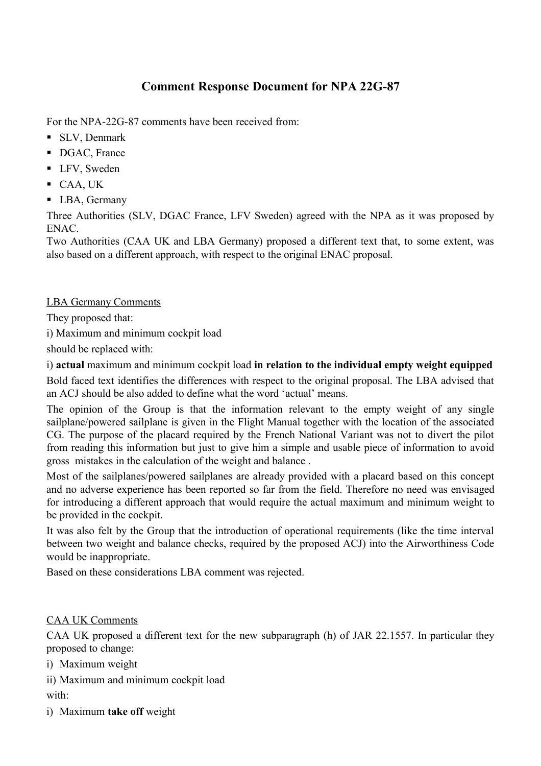# Comment Response Document for NPA 22G-87

For the NPA-22G-87 comments have been received from:

- SLV, Denmark
- DGAC, France
- LFV, Sweden
- CAA, UK
- LBA, Germany

Three Authorities (SLV, DGAC France, LFV Sweden) agreed with the NPA as it was proposed by ENAC.

Two Authorities (CAA UK and LBA Germany) proposed a different text that, to some extent, was also based on a different approach, with respect to the original ENAC proposal.

## LBA Germany Comments

They proposed that:

i) Maximum and minimum cockpit load

should be replaced with:

i) **actual** maximum and minimum cockpit load **in relation to the individual empty weight equipped**

Bold faced text identifies the differences with respect to the original proposal. The LBA advised that an ACJ should be also added to define what the word 'actual' means.

The opinion of the Group is that the information relevant to the empty weight of any single sailplane/powered sailplane is given in the Flight Manual together with the location of the associated CG. The purpose of the placard required by the French National Variant was not to divert the pilot from reading this information but just to give him a simple and usable piece of information to avoid gross mistakes in the calculation of the weight and balance .

Most of the sailplanes/powered sailplanes are already provided with a placard based on this concept and no adverse experience has been reported so far from the field. Therefore no need was envisaged for introducing a different approach that would require the actual maximum and minimum weight to be provided in the cockpit.

It was also felt by the Group that the introduction of operational requirements (like the time interval between two weight and balance checks, required by the proposed ACJ) into the Airworthiness Code would be inappropriate.

Based on these considerations LBA comment was rejected.

## CAA UK Comments

CAA UK proposed a different text for the new subparagraph (h) of JAR 22.1557. In particular they proposed to change:

i) Maximum weight

ii) Maximum and minimum cockpit load

with:

i) Maximum **take off** weight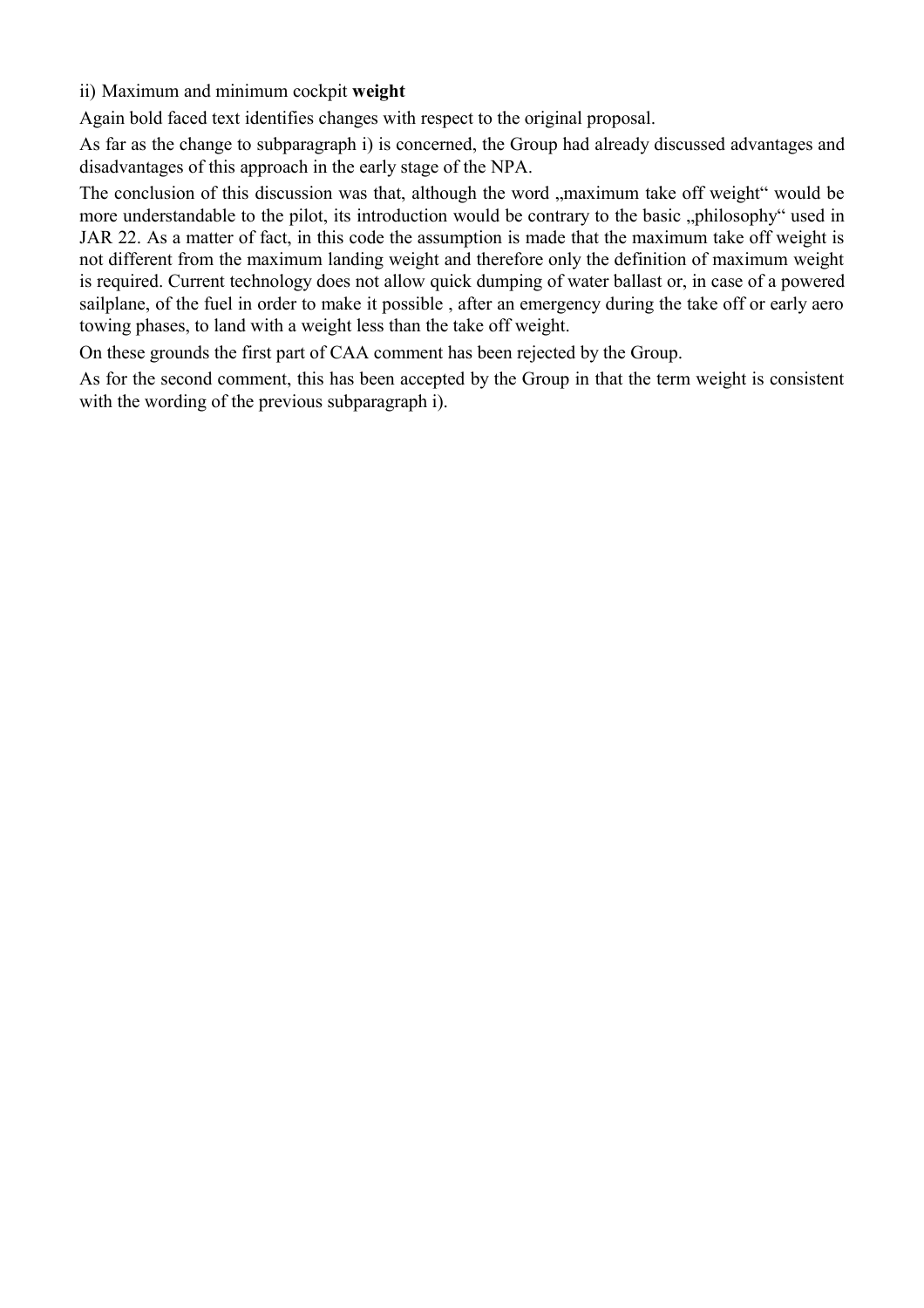ii) Maximum and minimum cockpit **weight**

Again bold faced text identifies changes with respect to the original proposal.

As far as the change to subparagraph i) is concerned, the Group had already discussed advantages and disadvantages of this approach in the early stage of the NPA.

The conclusion of this discussion was that, although the word „maximum take off weight" would be more understandable to the pilot, its introduction would be contrary to the basic „philosophy" used in JAR 22. As a matter of fact, in this code the assumption is made that the maximum take off weight is not different from the maximum landing weight and therefore only the definition of maximum weight is required. Current technology does not allow quick dumping of water ballast or, in case of a powered sailplane, of the fuel in order to make it possible , after an emergency during the take off or early aero towing phases, to land with a weight less than the take off weight.

On these grounds the first part of CAA comment has been rejected by the Group.

As for the second comment, this has been accepted by the Group in that the term weight is consistent with the wording of the previous subparagraph i).